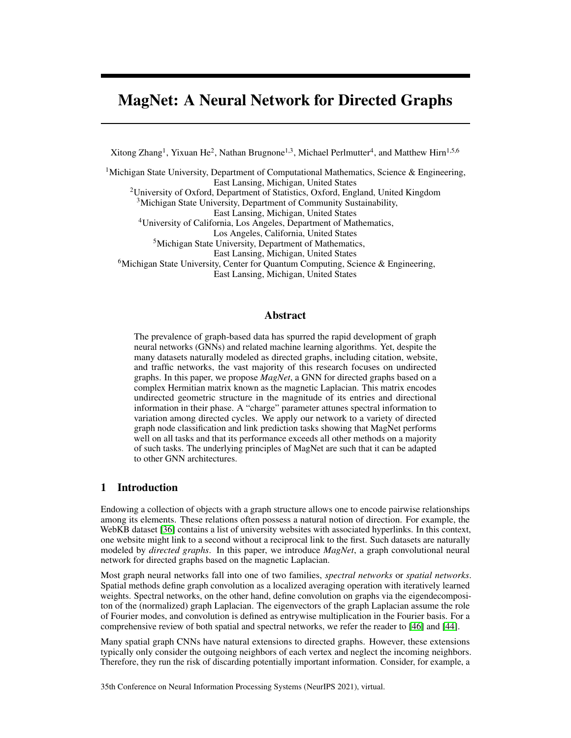# MagNet: A Neural Network for Directed Graphs

Xitong Zhang[1], Yixuan He[2], Nathan Brugnone[1,3], Michael Perlmutter[4], and Matthew Hirn[1,5,6]

[1]Michigan State University, Department of Computational Mathematics, Science & Engineering, East Lansing, Michigan, United States
[2]University of Oxford, Department of Statistics, Oxford, England, United Kingdom
[3]Michigan State University, Department of Community Sustainability, East Lansing, Michigan, United States
[4]University of California, Los Angeles, Department of Mathematics, Los Angeles, California, United States
[5]Michigan State University, Department of Mathematics, East Lansing, Michigan, United States
[6]Michigan State University, Center for Quantum Computing, Science & Engineering, East Lansing, Michigan, United States

## Abstract

The prevalence of graph-based data has spurred the rapid development of graph neural networks (GNNs) and related machine learning algorithms. Yet, despite the many datasets naturally modeled as directed graphs, including citation, website, and traffic networks, the vast majority of this research focuses on undirected graphs. In this paper, we propose *MagNet*, a GNN for directed graphs based on a complex Hermitian matrix known as the magnetic Laplacian. This matrix encodes undirected geometric structure in the magnitude of its entries and directional information in their phase. A "charge" parameter attunes spectral information to variation among directed cycles. We apply our network to a variety of directed graph node classification and link prediction tasks showing that MagNet performs well on all tasks and that its performance exceeds all other methods on a majority of such tasks. The underlying principles of MagNet are such that it can be adapted to other GNN architectures.

## 1 Introduction

Endowing a collection of objects with a graph structure allows one to encode pairwise relationships among its elements. These relations often possess a natural notion of direction. For example, the WebKB dataset [36] contains a list of university websites with associated hyperlinks. In this context, one website might link to a second without a reciprocal link to the first. Such datasets are naturally modeled by *directed graphs*. In this paper, we introduce *MagNet*, a graph convolutional neural network for directed graphs based on the magnetic Laplacian.

Most graph neural networks fall into one of two families, *spectral networks* or *spatial networks*. Spatial methods define graph convolution as a localized averaging operation with iteratively learned weights. Spectral networks, on the other hand, define convolution on graphs via the eigendecomposition of the (normalized) graph Laplacian. The eigenvectors of the graph Laplacian assume the role of Fourier modes, and convolution is defined as entrywise multiplication in the Fourier basis. For a comprehensive review of both spatial and spectral networks, we refer the reader to [46] and [44].

Many spatial graph CNNs have natural extensions to directed graphs. However, these extensions typically only consider the outgoing neighbors of each vertex and neglect the incoming neighbors. Therefore, they run the risk of discarding potentially important information. Consider, for example, a

35th Conference on Neural Information Processing Systems (NeurIPS 2021), virtual.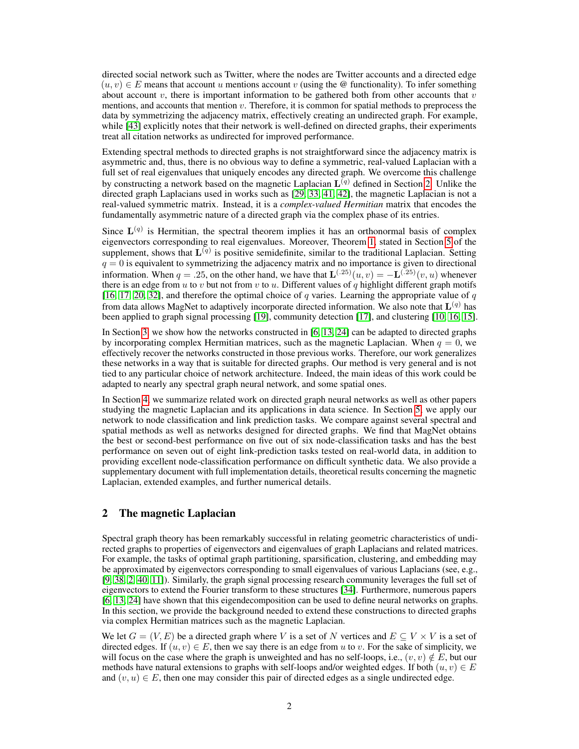directed social network such as Twitter, where the nodes are Twitter accounts and a directed edge $(u, v) \in E$ means that account $u$ mentions account $v$ (using the @ functionality). To infer something about account $v$, there is important information to be gathered both from other accounts that $v$ mentions, and accounts that mention $v$. Therefore, it is common for spatial methods to preprocess the data by symmetrizing the adjacency matrix, effectively creating an undirected graph. For example, while [43] explicitly notes that their network is well-defined on directed graphs, their experiments treat all citation networks as undirected for improved performance.

Extending spectral methods to directed graphs is not straightforward since the adjacency matrix is asymmetric and, thus, there is no obvious way to define a symmetric, real-valued Laplacian with a full set of real eigenvalues that uniquely encodes any directed graph. We overcome this challenge by constructing a network based on the magnetic Laplacian $\mathbf{L}^{(q)}$ defined in Section 2. Unlike the directed graph Laplacians used in works such as [29, 33, 41, 42], the magnetic Laplacian is not a real-valued symmetric matrix. Instead, it is a *complex-valued Hermitian* matrix that encodes the fundamentally asymmetric nature of a directed graph via the complex phase of its entries.

Since $\mathbf{L}^{(q)}$ is Hermitian, the spectral theorem implies it has an orthonormal basis of complex eigenvectors corresponding to real eigenvalues. Moreover, Theorem 1, stated in Section 5 of the supplement, shows that $\mathbf{L}^{(q)}$ is positive semidefinite, similar to the traditional Laplacian. Setting $q = 0$ is equivalent to symmetrizing the adjacency matrix and no importance is given to directional information. When $q = .25$, on the other hand, we have that $\mathbf{L}^{(.25)}(u, v) = -\mathbf{L}^{(.25)}(v, u)$ whenever there is an edge from $u$ to $v$ but not from $v$ to $u$. Different values of $q$ highlight different graph motifs [16, 17, 20, 32], and therefore the optimal choice of $q$ varies. Learning the appropriate value of $q$ from data allows MagNet to adaptively incorporate directed information. We also note that $\mathbf{L}^{(q)}$ has been applied to graph signal processing [19], community detection [17], and clustering [10, 16, 15].

In Section 3, we show how the networks constructed in [6, 13, 24] can be adapted to directed graphs by incorporating complex Hermitian matrices, such as the magnetic Laplacian. When $q = 0$, we effectively recover the networks constructed in those previous works. Therefore, our work generalizes these networks in a way that is suitable for directed graphs. Our method is very general and is not tied to any particular choice of network architecture. Indeed, the main ideas of this work could be adapted to nearly any spectral graph neural network, and some spatial ones.

In Section 4, we summarize related work on directed graph neural networks as well as other papers studying the magnetic Laplacian and its applications in data science. In Section 5, we apply our network to node classification and link prediction tasks. We compare against several spectral and spatial methods as well as networks designed for directed graphs. We find that MagNet obtains the best or second-best performance on five out of six node-classification tasks and has the best performance on seven out of eight link-prediction tasks tested on real-world data, in addition to providing excellent node-classification performance on difficult synthetic data. We also provide a supplementary document with full implementation details, theoretical results concerning the magnetic Laplacian, extended examples, and further numerical details.

## 2 The magnetic Laplacian

Spectral graph theory has been remarkably successful in relating geometric characteristics of undirected graphs to properties of eigenvectors and eigenvalues of graph Laplacians and related matrices. For example, the tasks of optimal graph partitioning, sparsification, clustering, and embedding may be approximated by eigenvectors corresponding to small eigenvalues of various Laplacians (see, e.g., [9, 38, 2, 40, 11]). Similarly, the graph signal processing research community leverages the full set of eigenvectors to extend the Fourier transform to these structures [34]. Furthermore, numerous papers [6, 13, 24] have shown that this eigendecomposition can be used to define neural networks on graphs. In this section, we provide the background needed to extend these constructions to directed graphs via complex Hermitian matrices such as the magnetic Laplacian.

We let $G = (V, E)$ be a directed graph where $V$ is a set of $N$ vertices and $E \subseteq V \times V$ is a set of directed edges. If $(u, v) \in E$, then we say there is an edge from $u$ to $v$. For the sake of simplicity, we will focus on the case where the graph is unweighted and has no self-loops, i.e., $(v, v) \notin E$, but our methods have natural extensions to graphs with self-loops and/or weighted edges. If both $(u, v) \in E$ and $(v, u) \in E$, then one may consider this pair of directed edges as a single undirected edge.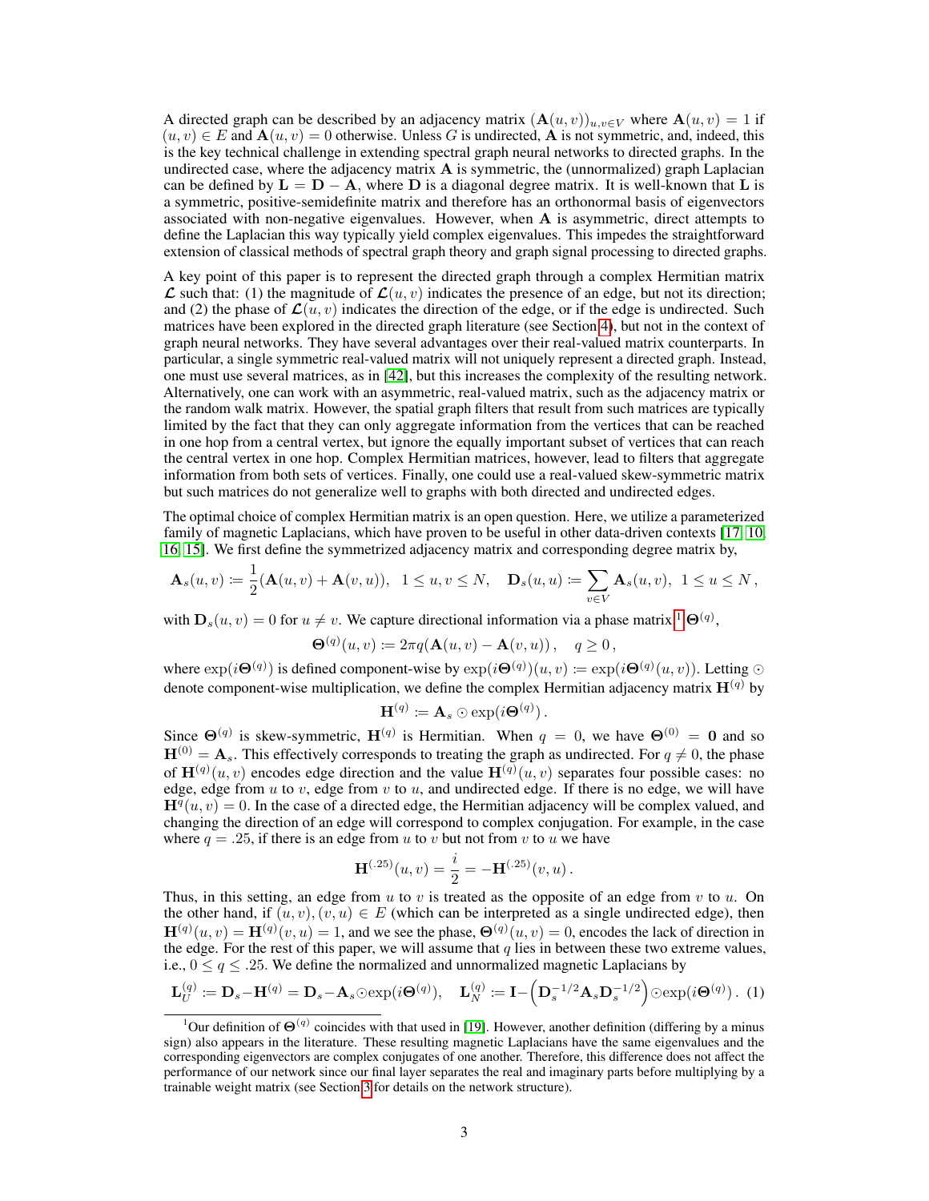A directed graph can be described by an adjacency matrix $(\mathbf{A}(u,v))_{u,v\in V}$ where $\mathbf{A}(u,v) = 1$ if $(u,v) \in E$ and $\mathbf{A}(u,v) = 0$ otherwise. Unless $G$ is undirected, $\mathbf{A}$ is not symmetric, and, indeed, this is the key technical challenge in extending spectral graph neural networks to directed graphs. In the undirected case, where the adjacency matrix $\mathbf{A}$ is symmetric, the (unnormalized) graph Laplacian can be defined by $\mathbf{L} = \mathbf{D} - \mathbf{A}$, where $\mathbf{D}$ is a diagonal degree matrix. It is well-known that $\mathbf{L}$ is a symmetric, positive-semidefinite matrix and therefore has an orthonormal basis of eigenvectors associated with non-negative eigenvalues. However, when $\mathbf{A}$ is asymmetric, direct attempts to define the Laplacian this way typically yield complex eigenvalues. This impedes the straightforward extension of classical methods of spectral graph theory and graph signal processing to directed graphs.

A key point of this paper is to represent the directed graph through a complex Hermitian matrix $\boldsymbol{\mathcal{L}}$ such that: (1) the magnitude of $\boldsymbol{\mathcal{L}}(u,v)$ indicates the presence of an edge, but not its direction; and (2) the phase of $\boldsymbol{\mathcal{L}}(u,v)$ indicates the direction of the edge, or if the edge is undirected. Such matrices have been explored in the directed graph literature (see Section 4), but not in the context of graph neural networks. They have several advantages over their real-valued matrix counterparts. In particular, a single symmetric real-valued matrix will not uniquely represent a directed graph. Instead, one must use several matrices, as in [42], but this increases the complexity of the resulting network. Alternatively, one can work with an asymmetric, real-valued matrix, such as the adjacency matrix or the random walk matrix. However, the spatial graph filters that result from such matrices are typically limited by the fact that they can only aggregate information from the vertices that can be reached in one hop from a central vertex, but ignore the equally important subset of vertices that can reach the central vertex in one hop. Complex Hermitian matrices, however, lead to filters that aggregate information from both sets of vertices. Finally, one could use a real-valued skew-symmetric matrix but such matrices do not generalize well to graphs with both directed and undirected edges.

The optimal choice of complex Hermitian matrix is an open question. Here, we utilize a parameterized family of magnetic Laplacians, which have proven to be useful in other data-driven contexts [17, 10, 16, 15]. We first define the symmetrized adjacency matrix and corresponding degree matrix by,

$$\mathbf{A}_s(u,v) := \frac{1}{2}(\mathbf{A}(u,v) + \mathbf{A}(v,u)), \quad 1 \leq u,v \leq N, \quad \mathbf{D}_s(u,u) := \sum_{v\in V} \mathbf{A}_s(u,v), \quad 1 \leq u \leq N,$$

with $\mathbf{D}_s(u,v) = 0$ for $u \neq v$. We capture directional information via a phase matrix[1] $\mathbf{\Theta}^{(q)}$,

$$\mathbf{\Theta}^{(q)}(u,v) := 2\pi q(\mathbf{A}(u,v) - \mathbf{A}(v,u)), \quad q \geq 0,$$

where $\exp(i\mathbf{\Theta}^{(q)})$ is defined component-wise by $\exp(i\mathbf{\Theta}^{(q)})(u,v) := \exp(i\mathbf{\Theta}^{(q)}(u,v))$. Letting $\odot$ denote component-wise multiplication, we define the complex Hermitian adjacency matrix $\mathbf{H}^{(q)}$ by

$$\mathbf{H}^{(q)} := \mathbf{A}_s \odot \exp(i\mathbf{\Theta}^{(q)}).$$

Since $\mathbf{\Theta}^{(q)}$ is skew-symmetric, $\mathbf{H}^{(q)}$ is Hermitian. When $q = 0$, we have $\mathbf{\Theta}^{(0)} = \mathbf{0}$ and so $\mathbf{H}^{(0)} = \mathbf{A}_s$. This effectively corresponds to treating the graph as undirected. For $q \neq 0$, the phase of $\mathbf{H}^{(q)}(u,v)$ encodes edge direction and the value $\mathbf{H}^{(q)}(u,v)$ separates four possible cases: no edge, edge from $u$ to $v$, edge from $v$ to $u$, and undirected edge. If there is no edge, we will have $\mathbf{H}^{q}(u,v) = 0$. In the case of a directed edge, the Hermitian adjacency will be complex valued, and changing the direction of an edge will correspond to complex conjugation. For example, in the case where $q = .25$, if there is an edge from $u$ to $v$ but not from $v$ to $u$ we have

$$\mathbf{H}^{(.25)}(u,v) = \frac{i}{2} = -\mathbf{H}^{(.25)}(v,u).$$

Thus, in this setting, an edge from $u$ to $v$ is treated as the opposite of an edge from $v$ to $u$. On the other hand, if $(u,v),(v,u) \in E$ (which can be interpreted as a single undirected edge), then $\mathbf{H}^{(q)}(u,v) = \mathbf{H}^{(q)}(v,u) = 1$, and we see the phase, $\mathbf{\Theta}^{(q)}(u,v) = 0$, encodes the lack of direction in the edge. For the rest of this paper, we will assume that $q$ lies in between these two extreme values, i.e., $0 \leq q \leq .25$. We define the normalized and unnormalized magnetic Laplacians by

$$\mathbf{L}_U^{(q)} := \mathbf{D}_s - \mathbf{H}^{(q)} = \mathbf{D}_s - \mathbf{A}_s \odot \exp(i\mathbf{\Theta}^{(q)}), \quad \mathbf{L}_N^{(q)} := \mathbf{I} - \left(\mathbf{D}_s^{-1/2}\mathbf{A}_s\mathbf{D}_s^{-1/2}\right) \odot \exp(i\mathbf{\Theta}^{(q)}). \quad (1)$$

[1] Our definition of $\mathbf{\Theta}^{(q)}$ coincides with that used in [19]. However, another definition (differing by a minus sign) also appears in the literature. These resulting magnetic Laplacians have the same eigenvalues and the corresponding eigenvectors are complex conjugates of one another. Therefore, this difference does not affect the performance of our network since our final layer separates the real and imaginary parts before multiplying by a trainable weight matrix (see Section 3 for details on the network structure).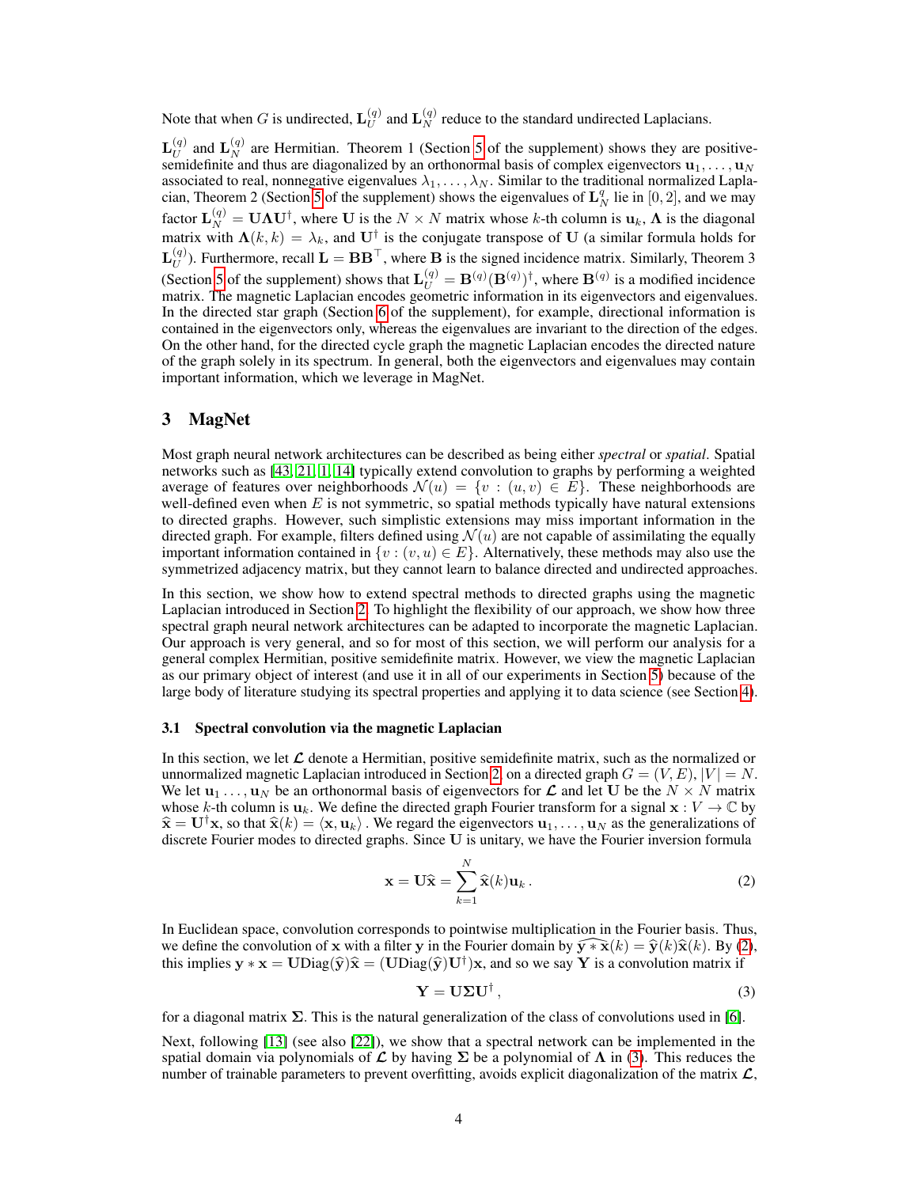Note that when $G$ is undirected, $\mathbf{L}_U^{(q)}$ and $\mathbf{L}_N^{(q)}$ reduce to the standard undirected Laplacians.

$\mathbf{L}_U^{(q)}$ and $\mathbf{L}_N^{(q)}$ are Hermitian. Theorem 1 (Section 5 of the supplement) shows they are positive-semidefinite and thus are diagonalized by an orthonormal basis of complex eigenvectors $\mathbf{u}_1, \ldots, \mathbf{u}_N$ associated to real, nonnegative eigenvalues $\lambda_1, \ldots, \lambda_N$. Similar to the traditional normalized Laplacian, Theorem 2 (Section 5 of the supplement) shows the eigenvalues of $\mathbf{L}_N^q$ lie in $[0, 2]$, and we may factor $\mathbf{L}_N^{(q)} = \mathbf{U}\mathbf{\Lambda}\mathbf{U}^\dagger$, where $\mathbf{U}$ is the $N \times N$ matrix whose $k$-th column is $\mathbf{u}_k$, $\mathbf{\Lambda}$ is the diagonal matrix with $\mathbf{\Lambda}(k, k) = \lambda_k$, and $\mathbf{U}^\dagger$ is the conjugate transpose of $\mathbf{U}$ (a similar formula holds for $\mathbf{L}_U^{(q)}$). Furthermore, recall $\mathbf{L} = \mathbf{B}\mathbf{B}^\top$, where $\mathbf{B}$ is the signed incidence matrix. Similarly, Theorem 3 (Section 5 of the supplement) shows that $\mathbf{L}_U^{(q)} = \mathbf{B}^{(q)}(\mathbf{B}^{(q)})^\dagger$, where $\mathbf{B}^{(q)}$ is a modified incidence matrix. The magnetic Laplacian encodes geometric information in its eigenvectors and eigenvalues. In the directed star graph (Section 6 of the supplement), for example, directional information is contained in the eigenvectors only, whereas the eigenvalues are invariant to the direction of the edges. On the other hand, for the directed cycle graph the magnetic Laplacian encodes the directed nature of the graph solely in its spectrum. In general, both the eigenvectors and eigenvalues may contain important information, which we leverage in MagNet.

## 3 MagNet

Most graph neural network architectures can be described as being either *spectral* or *spatial*. Spatial networks such as [43, 21, 1, 14] typically extend convolution to graphs by performing a weighted average of features over neighborhoods $\mathcal{N}(u) = \{v : (u, v) \in E\}$. These neighborhoods are well-defined even when $E$ is not symmetric, so spatial methods typically have natural extensions to directed graphs. However, such simplistic extensions may miss important information in the directed graph. For example, filters defined using $\mathcal{N}(u)$ are not capable of assimilating the equally important information contained in $\{v : (v, u) \in E\}$. Alternatively, these methods may also use the symmetrized adjacency matrix, but they cannot learn to balance directed and undirected approaches.

In this section, we show how to extend spectral methods to directed graphs using the magnetic Laplacian introduced in Section 2. To highlight the flexibility of our approach, we show how three spectral graph neural network architectures can be adapted to incorporate the magnetic Laplacian. Our approach is very general, and so for most of this section, we will perform our analysis for a general complex Hermitian, positive semidefinite matrix. However, we view the magnetic Laplacian as our primary object of interest (and use it in all of our experiments in Section 5) because of the large body of literature studying its spectral properties and applying it to data science (see Section 4).

### 3.1 Spectral convolution via the magnetic Laplacian

In this section, we let $\boldsymbol{\mathcal{L}}$ denote a Hermitian, positive semidefinite matrix, such as the normalized or unnormalized magnetic Laplacian introduced in Section 2, on a directed graph $G = (V, E)$, $|V| = N$. We let $\mathbf{u}_1 \ldots, \mathbf{u}_N$ be an orthonormal basis of eigenvectors for $\boldsymbol{\mathcal{L}}$ and let $\mathbf{U}$ be the $N \times N$ matrix whose $k$-th column is $\mathbf{u}_k$. We define the directed graph Fourier transform for a signal $\mathbf{x} : V \to \mathbb{C}$ by $\widehat{\mathbf{x}} = \mathbf{U}^\dagger \mathbf{x}$, so that $\widehat{\mathbf{x}}(k) = \langle \mathbf{x}, \mathbf{u}_k \rangle$. We regard the eigenvectors $\mathbf{u}_1, \ldots, \mathbf{u}_N$ as the generalizations of discrete Fourier modes to directed graphs. Since $\mathbf{U}$ is unitary, we have the Fourier inversion formula

$$\mathbf{x} = \mathbf{U}\widehat{\mathbf{x}} = \sum_{k=1}^{N} \widehat{\mathbf{x}}(k)\mathbf{u}_k \,. \tag{2}$$

In Euclidean space, convolution corresponds to pointwise multiplication in the Fourier basis. Thus, we define the convolution of $\mathbf{x}$ with a filter $\mathbf{y}$ in the Fourier domain by $\widehat{\mathbf{y} * \mathbf{x}}(k) = \widehat{\mathbf{y}}(k)\widehat{\mathbf{x}}(k)$. By (2), this implies $\mathbf{y} * \mathbf{x} = \mathbf{U}\text{Diag}(\widehat{\mathbf{y}})\widehat{\mathbf{x}} = (\mathbf{U}\text{Diag}(\widehat{\mathbf{y}})\mathbf{U}^\dagger)\mathbf{x}$, and so we say $\mathbf{Y}$ is a convolution matrix if

$$\mathbf{Y} = \mathbf{U}\mathbf{\Sigma}\mathbf{U}^\dagger \,, \tag{3}$$

for a diagonal matrix $\mathbf{\Sigma}$. This is the natural generalization of the class of convolutions used in [6].

Next, following [13] (see also [22]), we show that a spectral network can be implemented in the spatial domain via polynomials of $\boldsymbol{\mathcal{L}}$ by having $\mathbf{\Sigma}$ be a polynomial of $\mathbf{\Lambda}$ in (3). This reduces the number of trainable parameters to prevent overfitting, avoids explicit diagonalization of the matrix $\boldsymbol{\mathcal{L}}$,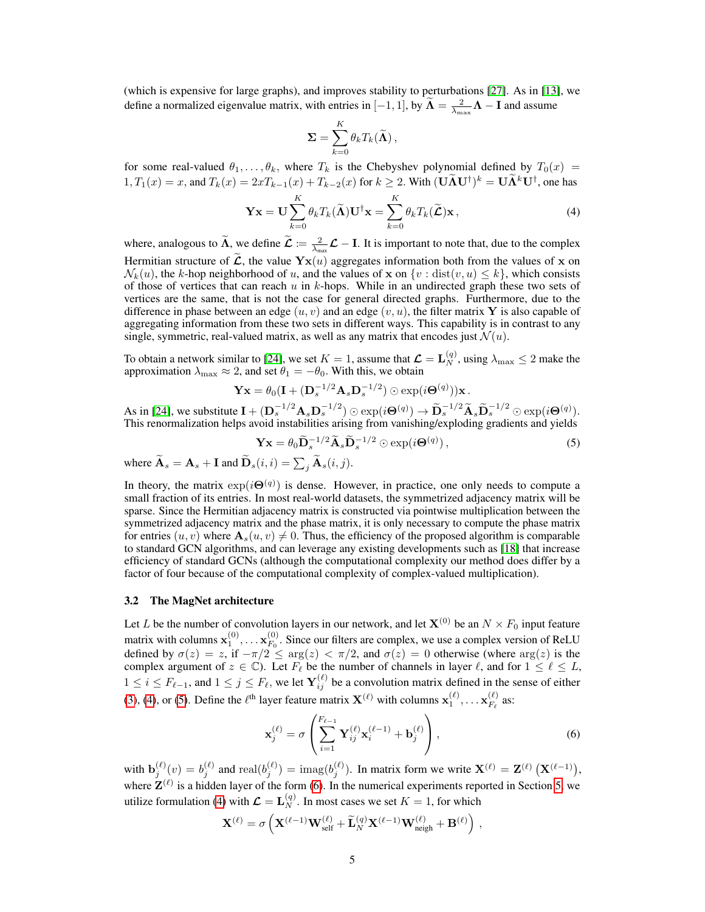(which is expensive for large graphs), and improves stability to perturbations [27]. As in [13], we define a normalized eigenvalue matrix, with entries in $[-1, 1]$, by $\widetilde{\mathbf{\Lambda}} = \frac{2}{\lambda_{\max}}\mathbf{\Lambda} - \mathbf{I}$ and assume

$$\mathbf{\Sigma} = \sum_{k=0}^{K} \theta_k T_k(\widetilde{\mathbf{\Lambda}}) \,,$$

for some real-valued $\theta_1, \ldots, \theta_k$, where $T_k$ is the Chebyshev polynomial defined by $T_0(x) = 1, T_1(x) = x$, and $T_k(x) = 2xT_{k-1}(x) + T_{k-2}(x)$ for $k \geq 2$. With $(\mathbf{U}\widetilde{\mathbf{\Lambda}}\mathbf{U}^\dagger)^k = \mathbf{U}\widetilde{\mathbf{\Lambda}}^k\mathbf{U}^\dagger$, one has

$$\mathbf{Y}\mathbf{x} = \mathbf{U}\sum_{k=0}^{K} \theta_k T_k(\widetilde{\mathbf{\Lambda}})\mathbf{U}^\dagger \mathbf{x} = \sum_{k=0}^{K} \theta_k T_k(\widetilde{\boldsymbol{\mathcal{L}}})\mathbf{x} \,, \tag{4}$$

where, analogous to $\widetilde{\mathbf{\Lambda}}$, we define $\widetilde{\boldsymbol{\mathcal{L}}} \coloneqq \frac{2}{\lambda_{\max}}\boldsymbol{\mathcal{L}} - \mathbf{I}$. It is important to note that, due to the complex Hermitian structure of $\widetilde{\boldsymbol{\mathcal{L}}}$, the value $\mathbf{Y}\mathbf{x}(u)$ aggregates information both from the values of $\mathbf{x}$ on $\mathcal{N}_k(u)$, the $k$-hop neighborhood of $u$, and the values of $\mathbf{x}$ on $\{v : \mathrm{dist}(v, u) \leq k\}$, which consists of those of vertices that can reach $u$ in $k$-hops. While in an undirected graph these two sets of vertices are the same, that is not the case for general directed graphs. Furthermore, due to the difference in phase between an edge $(u, v)$ and an edge $(v, u)$, the filter matrix $\mathbf{Y}$ is also capable of aggregating information from these two sets in different ways. This capability is in contrast to any single, symmetric, real-valued matrix, as well as any matrix that encodes just $\mathcal{N}(u)$.

To obtain a network similar to [24], we set $K = 1$, assume that $\boldsymbol{\mathcal{L}} = \mathbf{L}_N^{(q)}$, using $\lambda_{\max} \leq 2$ make the approximation $\lambda_{\max} \approx 2$, and set $\theta_1 = -\theta_0$. With this, we obtain

$$\mathbf{Y}\mathbf{x} = \theta_0(\mathbf{I} + (\mathbf{D}_s^{-1/2}\mathbf{A}_s\mathbf{D}_s^{-1/2}) \odot \exp(i\mathbf{\Theta}^{(q)}))\mathbf{x} \,.$$

As in [24], we substitute $\mathbf{I} + (\mathbf{D}_s^{-1/2}\mathbf{A}_s\mathbf{D}_s^{-1/2}) \odot \exp(i\mathbf{\Theta}^{(q)}) \to \widetilde{\mathbf{D}}_s^{-1/2}\widetilde{\mathbf{A}}_s\widetilde{\mathbf{D}}_s^{-1/2} \odot \exp(i\mathbf{\Theta}^{(q)})$. This renormalization helps avoid instabilities arising from vanishing/exploding gradients and yields

$$\mathbf{Y}\mathbf{x} = \theta_0\widetilde{\mathbf{D}}_s^{-1/2}\widetilde{\mathbf{A}}_s\widetilde{\mathbf{D}}_s^{-1/2} \odot \exp(i\mathbf{\Theta}^{(q)}) \,, \tag{5}$$

where $\widetilde{\mathbf{A}}_s = \mathbf{A}_s + \mathbf{I}$ and $\widetilde{\mathbf{D}}_s(i,i) = \sum_j \widetilde{\mathbf{A}}_s(i,j)$.

In theory, the matrix $\exp(i\mathbf{\Theta}^{(q)})$ is dense. However, in practice, one only needs to compute a small fraction of its entries. In most real-world datasets, the symmetrized adjacency matrix will be sparse. Since the Hermitian adjacency matrix is constructed via pointwise multiplication between the symmetrized adjacency matrix and the phase matrix, it is only necessary to compute the phase matrix for entries $(u, v)$ where $\mathbf{A}_s(u, v) \neq 0$. Thus, the efficiency of the proposed algorithm is comparable to standard GCN algorithms, and can leverage any existing developments such as [18] that increase efficiency of standard GCNs (although the computational complexity our method does differ by a factor of four because of the computational complexity of complex-valued multiplication).

### 3.2 The MagNet architecture

Let $L$ be the number of convolution layers in our network, and let $\mathbf{X}^{(0)}$ be an $N \times F_0$ input feature matrix with columns $\mathbf{x}_1^{(0)}, \ldots \mathbf{x}_{F_0}^{(0)}$. Since our filters are complex, we use a complex version of ReLU defined by $\sigma(z) = z$, if $-\pi/2 \leq \arg(z) < \pi/2$, and $\sigma(z) = 0$ otherwise (where $\arg(z)$ is the complex argument of $z \in \mathbb{C}$). Let $F_\ell$ be the number of channels in layer $\ell$, and for $1 \leq \ell \leq L$, $1 \leq i \leq F_{\ell-1}$, and $1 \leq j \leq F_\ell$, we let $\mathbf{Y}_{ij}^{(\ell)}$ be a convolution matrix defined in the sense of either (3), (4), or (5). Define the $\ell^{\text{th}}$ layer feature matrix $\mathbf{X}^{(\ell)}$ with columns $\mathbf{x}_1^{(\ell)}, \ldots \mathbf{x}_{F_\ell}^{(\ell)}$ as:

$$\mathbf{x}_j^{(\ell)} = \sigma\left(\sum_{i=1}^{F_{\ell-1}} \mathbf{Y}_{ij}^{(\ell)}\mathbf{x}_i^{(\ell-1)} + \mathbf{b}_j^{(\ell)}\right), \tag{6}$$

with $\mathbf{b}_j^{(\ell)}(v) = b_j^{(\ell)}$ and $\mathrm{real}(b_j^{(\ell)}) = \mathrm{imag}(b_j^{(\ell)})$. In matrix form we write $\mathbf{X}^{(\ell)} = \mathbf{Z}^{(\ell)}\left(\mathbf{X}^{(\ell-1)}\right)$, where $\mathbf{Z}^{(\ell)}$ is a hidden layer of the form (6). In the numerical experiments reported in Section 5, we utilize formulation (4) with $\boldsymbol{\mathcal{L}} = \mathbf{L}_N^{(q)}$. In most cases we set $K = 1$, for which

$$\mathbf{X}^{(\ell)} = \sigma\left(\mathbf{X}^{(\ell-1)}\mathbf{W}_{\text{self}}^{(\ell)} + \widetilde{\mathbf{L}}_N^{(q)}\mathbf{X}^{(\ell-1)}\mathbf{W}_{\text{neigh}}^{(\ell)} + \mathbf{B}^{(\ell)}\right),$$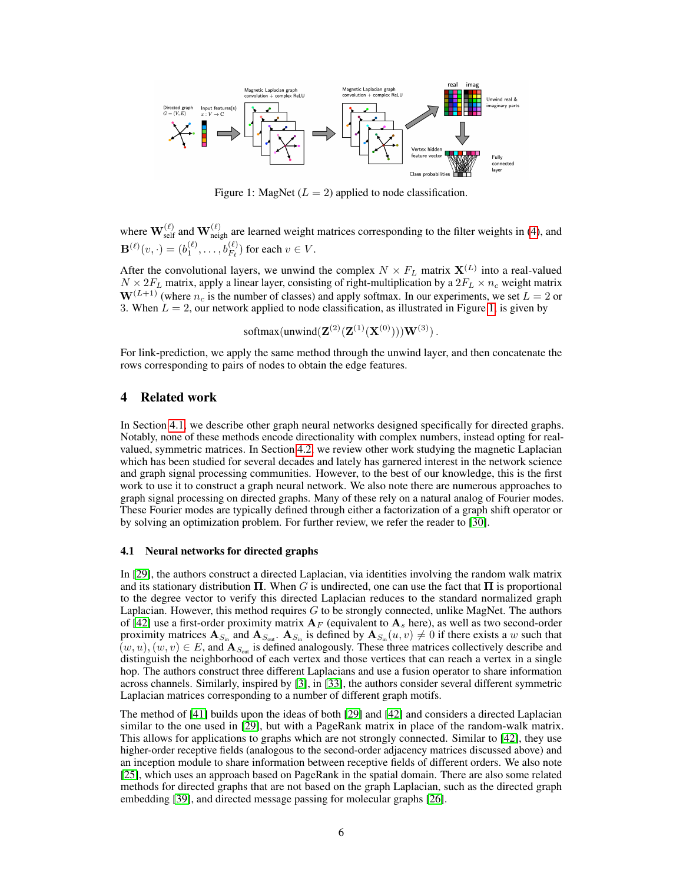Figure 1: MagNet ($L = 2$) applied to node classification.

where $\mathbf{W}_{\text{self}}^{(\ell)}$ and $\mathbf{W}_{\text{neigh}}^{(\ell)}$ are learned weight matrices corresponding to the filter weights in (4), and $\mathbf{B}^{(\ell)}(v, \cdot) = (b_1^{(\ell)}, \ldots, b_{F_\ell}^{(\ell)})$ for each $v \in V$.

After the convolutional layers, we unwind the complex $N \times F_L$ matrix $\mathbf{X}^{(L)}$ into a real-valued $N \times 2F_L$ matrix, apply a linear layer, consisting of right-multiplication by a $2F_L \times n_c$ weight matrix $\mathbf{W}^{(L+1)}$ (where $n_c$ is the number of classes) and apply softmax. In our experiments, we set $L = 2$ or 3. When $L = 2$, our network applied to node classification, as illustrated in Figure 1, is given by

$$\text{softmax}(\text{unwind}(\mathbf{Z}^{(2)}(\mathbf{Z}^{(1)}(\mathbf{X}^{(0)})))\mathbf{W}^{(3)}) .$$

For link-prediction, we apply the same method through the unwind layer, and then concatenate the rows corresponding to pairs of nodes to obtain the edge features.

## 4 Related work

In Section 4.1, we describe other graph neural networks designed specifically for directed graphs. Notably, none of these methods encode directionality with complex numbers, instead opting for real-valued, symmetric matrices. In Section 4.2, we review other work studying the magnetic Laplacian which has been studied for several decades and lately has garnered interest in the network science and graph signal processing communities. However, to the best of our knowledge, this is the first work to use it to construct a graph neural network. We also note there are numerous approaches to graph signal processing on directed graphs. Many of these rely on a natural analog of Fourier modes. These Fourier modes are typically defined through either a factorization of a graph shift operator or by solving an optimization problem. For further review, we refer the reader to [30].

### 4.1 Neural networks for directed graphs

In [29], the authors construct a directed Laplacian, via identities involving the random walk matrix and its stationary distribution $\mathbf{\Pi}$. When $G$ is undirected, one can use the fact that $\mathbf{\Pi}$ is proportional to the degree vector to verify this directed Laplacian reduces to the standard normalized graph Laplacian. However, this method requires $G$ to be strongly connected, unlike MagNet. The authors of [42] use a first-order proximity matrix $\mathbf{A}_F$ (equivalent to $\mathbf{A}_s$ here), as well as two second-order proximity matrices $\mathbf{A}_{S_{\text{in}}}$ and $\mathbf{A}_{S_{\text{out}}}$. $\mathbf{A}_{S_{\text{in}}}$ is defined by $\mathbf{A}_{S_{\text{in}}}(u, v) \neq 0$ if there exists a $w$ such that $(w, u), (w, v) \in E$, and $\mathbf{A}_{S_{\text{out}}}$ is defined analogously. These three matrices collectively describe and distinguish the neighborhood of each vertex and those vertices that can reach a vertex in a single hop. The authors construct three different Laplacians and use a fusion operator to share information across channels. Similarly, inspired by [3], in [33], the authors consider several different symmetric Laplacian matrices corresponding to a number of different graph motifs.

The method of [41] builds upon the ideas of both [29] and [42] and considers a directed Laplacian similar to the one used in [29], but with a PageRank matrix in place of the random-walk matrix. This allows for applications to graphs which are not strongly connected. Similar to [42], they use higher-order receptive fields (analogous to the second-order adjacency matrices discussed above) and an inception module to share information between receptive fields of different orders. We also note [25], which uses an approach based on PageRank in the spatial domain. There are also some related methods for directed graphs that are not based on the graph Laplacian, such as the directed graph embedding [39], and directed message passing for molecular graphs [26].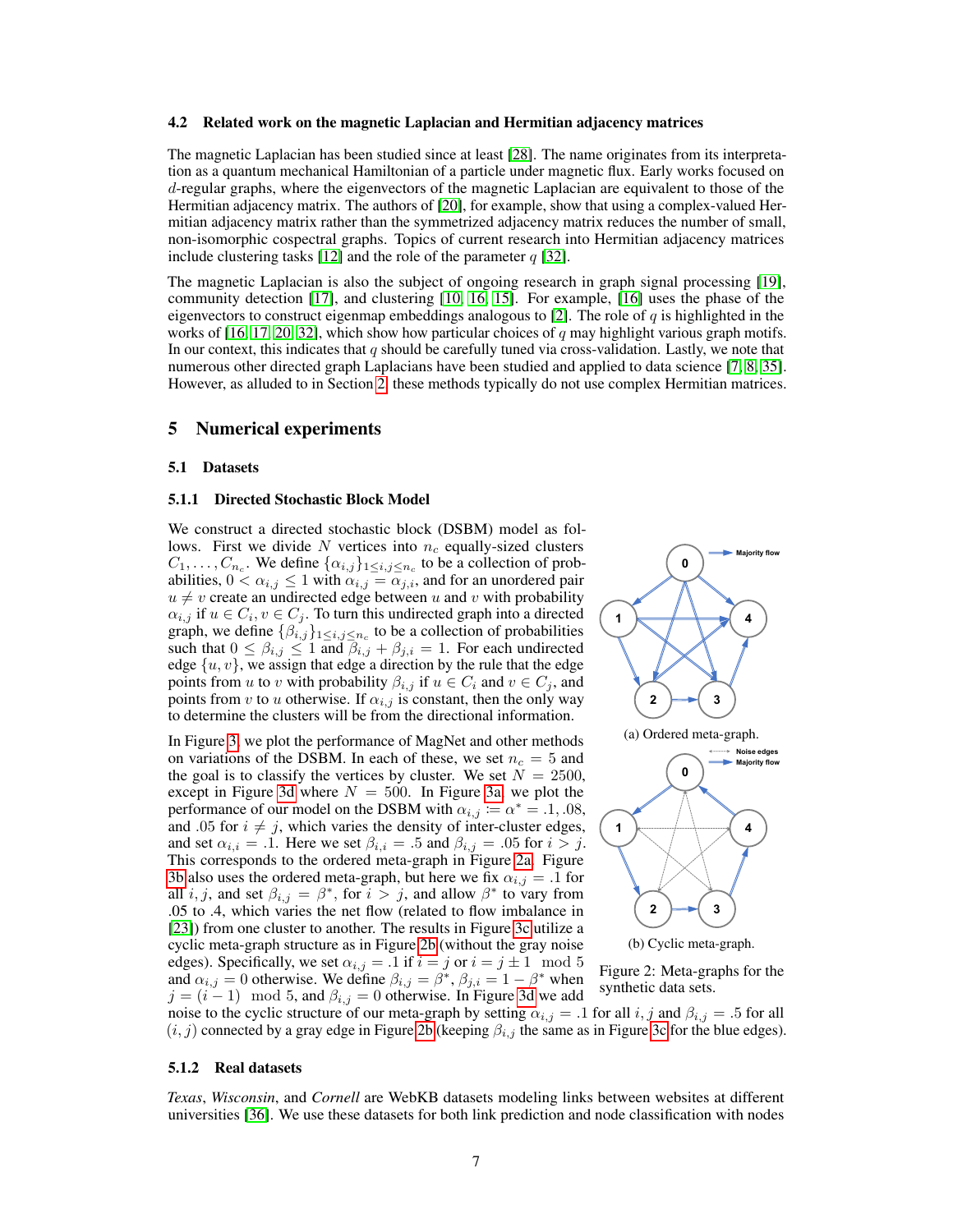### 4.2 Related work on the magnetic Laplacian and Hermitian adjacency matrices

The magnetic Laplacian has been studied since at least [28]. The name originates from its interpretation as a quantum mechanical Hamiltonian of a particle under magnetic flux. Early works focused on $d$-regular graphs, where the eigenvectors of the magnetic Laplacian are equivalent to those of the Hermitian adjacency matrix. The authors of [20], for example, show that using a complex-valued Hermitian adjacency matrix rather than the symmetrized adjacency matrix reduces the number of small, non-isomorphic cospectral graphs. Topics of current research into Hermitian adjacency matrices include clustering tasks [12] and the role of the parameter $q$ [32].

The magnetic Laplacian is also the subject of ongoing research in graph signal processing [19], community detection [17], and clustering [10, 16, 15]. For example, [16] uses the phase of the eigenvectors to construct eigenmap embeddings analogous to [2]. The role of $q$ is highlighted in the works of [16, 17, 20, 32], which show how particular choices of $q$ may highlight various graph motifs. In our context, this indicates that $q$ should be carefully tuned via cross-validation. Lastly, we note that numerous other directed graph Laplacians have been studied and applied to data science [7, 8, 35]. However, as alluded to in Section 2, these methods typically do not use complex Hermitian matrices.

## 5 Numerical experiments

### 5.1 Datasets

#### 5.1.1 Directed Stochastic Block Model

We construct a directed stochastic block (DSBM) model as follows. First we divide $N$ vertices into $n_c$ equally-sized clusters $C_1, \ldots, C_{n_c}$. We define $\{\alpha_{i,j}\}_{1 \le i,j \le n_c}$ to be a collection of probabilities, $0 < \alpha_{i,j} \le 1$ with $\alpha_{i,j} = \alpha_{j,i}$, and for an unordered pair $u \neq v$ create an undirected edge between $u$ and $v$ with probability $\alpha_{i,j}$ if $u \in C_i, v \in C_j$. To turn this undirected graph into a directed graph, we define $\{\beta_{i,j}\}_{1 \le i,j \le n_c}$ to be a collection of probabilities such that $0 \le \beta_{i,j} \le 1$ and $\beta_{i,j} + \beta_{j,i} = 1$. For each undirected edge $\{u, v\}$, we assign that edge a direction by the rule that the edge points from $u$ to $v$ with probability $\beta_{i,j}$ if $u \in C_i$ and $v \in C_j$, and points from $v$ to $u$ otherwise. If $\alpha_{i,j}$ is constant, then the only way to determine the clusters will be from the directional information.

In Figure 3, we plot the performance of MagNet and other methods on variations of the DSBM. In each of these, we set $n_c = 5$ and the goal is to classify the vertices by cluster. We set $N = 2500$, except in Figure 3d where $N = 500$. In Figure 3a, we plot the performance of our model on the DSBM with $\alpha_{i,j} := \alpha^* = .1, .08$, and $.05$ for $i \neq j$, which varies the density of inter-cluster edges, and set $\alpha_{i,i} = .1$. Here we set $\beta_{i,i} = .5$ and $\beta_{i,j} = .05$ for $i > j$. This corresponds to the ordered meta-graph in Figure 2a. Figure 3b also uses the ordered meta-graph, but here we fix $\alpha_{i,j} = .1$ for all $i, j$, and set $\beta_{i,j} = \beta^*$, for $i > j$, and allow $\beta^*$ to vary from $.05$ to $.4$, which varies the net flow (related to flow imbalance in [23]) from one cluster to another. The results in Figure 3c utilize a cyclic meta-graph structure as in Figure 2b (without the gray noise edges). Specifically, we set $\alpha_{i,j} = .1$ if $i = j$ or $i = j \pm 1 \mod 5$ and $\alpha_{i,j} = 0$ otherwise. We define $\beta_{i,j} = \beta^*$, $\beta_{j,i} = 1 - \beta^*$ when $j = (i-1) \mod 5$, and $\beta_{i,j} = 0$ otherwise. In Figure 3d we add noise to the cyclic structure of our meta-graph by setting $\alpha_{i,j} = .1$ for all $i, j$ and $\beta_{i,j} = .5$ for all $(i, j)$ connected by a gray edge in Figure 2b (keeping $\beta_{i,j}$ the same as in Figure 3c for the blue edges).

(a) Ordered meta-graph.

(b) Cyclic meta-graph.

Figure 2: Meta-graphs for the synthetic data sets.

#### 5.1.2 Real datasets

*Texas*, *Wisconsin*, and *Cornell* are WebKB datasets modeling links between websites at different universities [36]. We use these datasets for both link prediction and node classification with nodes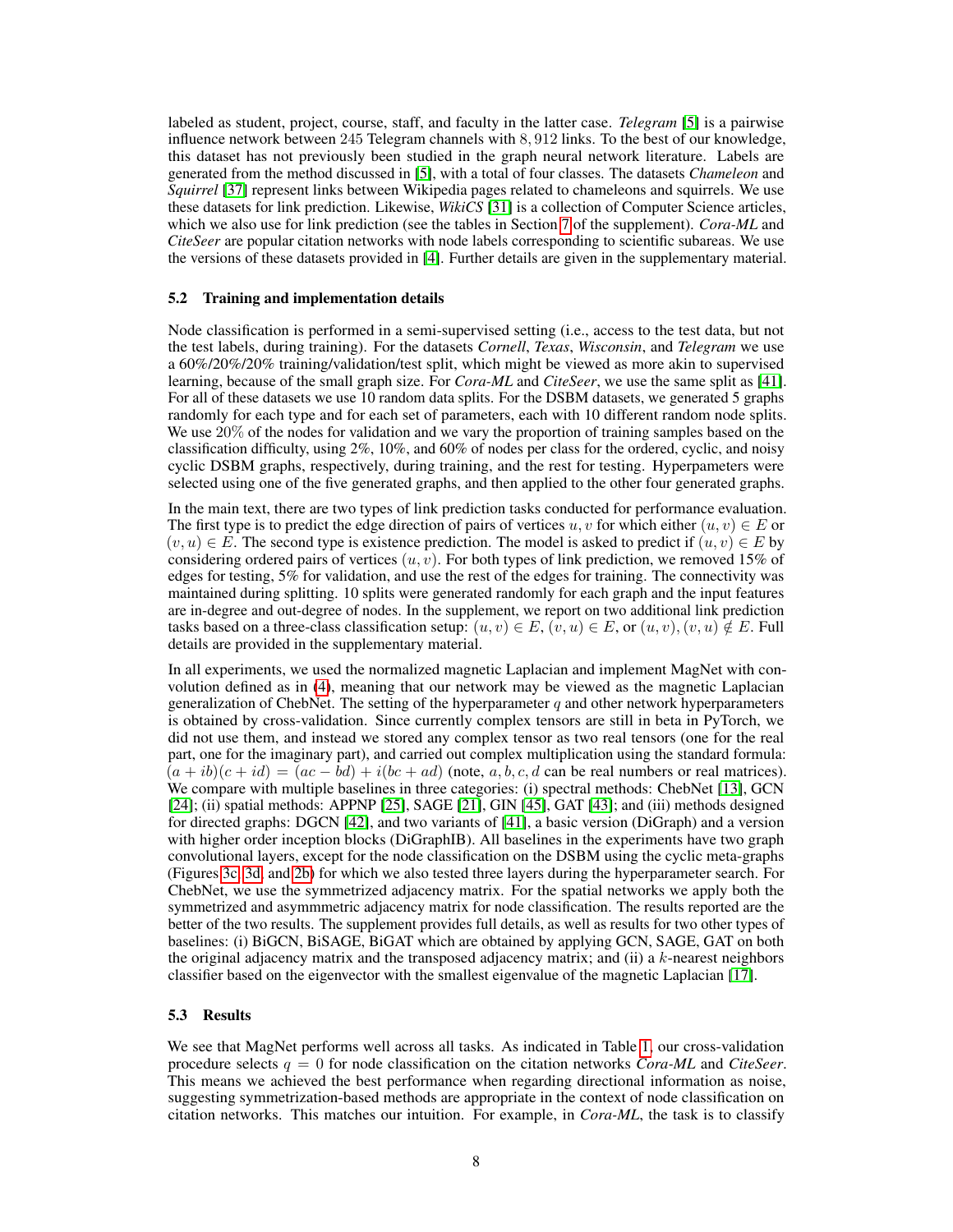labeled as student, project, course, staff, and faculty in the latter case. *Telegram* [5] is a pairwise influence network between 245 Telegram channels with 8,912 links. To the best of our knowledge, this dataset has not previously been studied in the graph neural network literature. Labels are generated from the method discussed in [5], with a total of four classes. The datasets *Chameleon* and *Squirrel* [37] represent links between Wikipedia pages related to chameleons and squirrels. We use these datasets for link prediction. Likewise, *WikiCS* [31] is a collection of Computer Science articles, which we also use for link prediction (see the tables in Section 7 of the supplement). *Cora-ML* and *CiteSeer* are popular citation networks with node labels corresponding to scientific subareas. We use the versions of these datasets provided in [4]. Further details are given in the supplementary material.

### 5.2 Training and implementation details

Node classification is performed in a semi-supervised setting (i.e., access to the test data, but not the test labels, during training). For the datasets *Cornell*, *Texas*, *Wisconsin*, and *Telegram* we use a 60%/20%/20% training/validation/test split, which might be viewed as more akin to supervised learning, because of the small graph size. For *Cora-ML* and *CiteSeer*, we use the same split as [41]. For all of these datasets we use 10 random data splits. For the DSBM datasets, we generated 5 graphs randomly for each type and for each set of parameters, each with 10 different random node splits. We use 20% of the nodes for validation and we vary the proportion of training samples based on the classification difficulty, using 2%, 10%, and 60% of nodes per class for the ordered, cyclic, and noisy cyclic DSBM graphs, respectively, during training, and the rest for testing. Hyperpameters were selected using one of the five generated graphs, and then applied to the other four generated graphs.

In the main text, there are two types of link prediction tasks conducted for performance evaluation. The first type is to predict the edge direction of pairs of vertices $u, v$ for which either $(u, v) \in E$ or $(v, u) \in E$. The second type is existence prediction. The model is asked to predict if $(u, v) \in E$ by considering ordered pairs of vertices $(u, v)$. For both types of link prediction, we removed 15% of edges for testing, 5% for validation, and use the rest of the edges for training. The connectivity was maintained during splitting. 10 splits were generated randomly for each graph and the input features are in-degree and out-degree of nodes. In the supplement, we report on two additional link prediction tasks based on a three-class classification setup: $(u, v) \in E$, $(v, u) \in E$, or $(u, v), (v, u) \notin E$. Full details are provided in the supplementary material.

In all experiments, we used the normalized magnetic Laplacian and implement MagNet with convolution defined as in (4), meaning that our network may be viewed as the magnetic Laplacian generalization of ChebNet. The setting of the hyperparameter $q$ and other network hyperparameters is obtained by cross-validation. Since currently complex tensors are still in beta in PyTorch, we did not use them, and instead we stored any complex tensor as two real tensors (one for the real part, one for the imaginary part), and carried out complex multiplication using the standard formula: $(a + ib)(c + id) = (ac - bd) + i(bc + ad)$ (note, $a, b, c, d$ can be real numbers or real matrices). We compare with multiple baselines in three categories: (i) spectral methods: ChebNet [13], GCN [24]; (ii) spatial methods: APPNP [25], SAGE [21], GIN [45], GAT [43]; and (iii) methods designed for directed graphs: DGCN [42], and two variants of [41], a basic version (DiGraph) and a version with higher order inception blocks (DiGraphIB). All baselines in the experiments have two graph convolutional layers, except for the node classification on the DSBM using the cyclic meta-graphs (Figures 3c, 3d, and 2b) for which we also tested three layers during the hyperparameter search. For ChebNet, we use the symmetrized adjacency matrix. For the spatial networks we apply both the symmetrized and asymmmetric adjacency matrix for node classification. The results reported are the better of the two results. The supplement provides full details, as well as results for two other types of baselines: (i) BiGCN, BiSAGE, BiGAT which are obtained by applying GCN, SAGE, GAT on both the original adjacency matrix and the transposed adjacency matrix; and (ii) a $k$-nearest neighbors classifier based on the eigenvector with the smallest eigenvalue of the magnetic Laplacian [17].

### 5.3 Results

We see that MagNet performs well across all tasks. As indicated in Table 1, our cross-validation procedure selects $q = 0$ for node classification on the citation networks *Cora-ML* and *CiteSeer*. This means we achieved the best performance when regarding directional information as noise, suggesting symmetrization-based methods are appropriate in the context of node classification on citation networks. This matches our intuition. For example, in *Cora-ML*, the task is to classify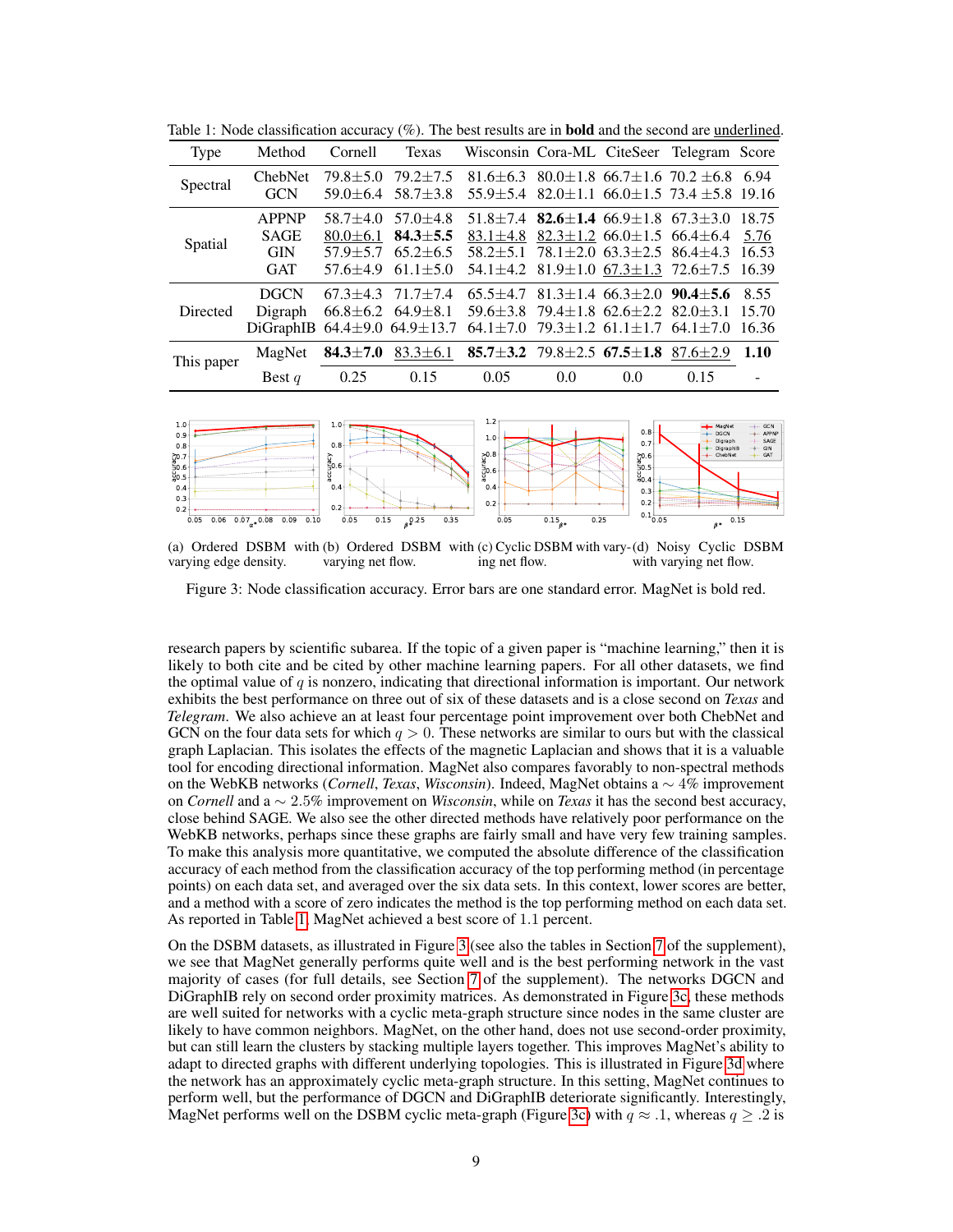Table 1: Node classification accuracy (%). The best results are in **bold** and the second are underlined.

| Type | Method | Cornell | Texas | Wisconsin | Cora-ML | CiteSeer | Telegram | Score |
|---|---|---|---|---|---|---|---|---|
| Spectral | ChebNet | 79.8±5.0 | 79.2±7.5 | 81.6±6.3 | 80.0±1.8 | 66.7±1.6 | 70.2 ±6.8 | 6.94 |
| | GCN | 59.0±6.4 | 58.7±3.8 | 55.9±5.4 | 82.0±1.1 | 66.0±1.5 | 73.4 ±5.8 | 19.16 |
| Spatial | APPNP | 58.7±4.0 | 57.0±4.8 | 51.8±7.4 | **82.6±1.4** | 66.9±1.8 | 67.3±3.0 | 18.75 |
| | SAGE | <u>80.0±6.1</u> | **84.3±5.5** | <u>83.1±4.8</u> | <u>82.3±1.2</u> | 66.0±1.5 | 66.4±6.4 | <u>5.76</u> |
| | GIN | 57.9±5.7 | 65.2±6.5 | 58.2±5.1 | 78.1±2.0 | 63.3±2.5 | 86.4±4.3 | 16.53 |
| | GAT | 57.6±4.9 | 61.1±5.0 | 54.1±4.2 | 81.9±1.0 | <u>67.3±1.3</u> | 72.6±7.5 | 16.39 |
| Directed | DGCN | 67.3±4.3 | 71.7±7.4 | 65.5±4.7 | 81.3±1.4 | 66.3±2.0 | **90.4±5.6** | 8.55 |
| | Digraph | 66.8±6.2 | 64.9±8.1 | 59.6±3.8 | 79.4±1.8 | 62.6±2.2 | 82.0±3.1 | 15.70 |
| | DiGraphIB | 64.4±9.0 | 64.9±13.7 | 64.1±7.0 | 79.3±1.2 | 61.1±1.7 | 64.1±7.0 | 16.36 |
| This paper | MagNet | **84.3±7.0** | <u>83.3±6.1</u> | **85.7±3.2** | 79.8±2.5 | **67.5±1.8** | <u>87.6±2.9</u> | **1.10** |
| | Best $q$ | 0.25 | 0.15 | 0.05 | 0.0 | 0.0 | 0.15 | - |

(a) Ordered DSBM with varying edge density. (b) Ordered DSBM with varying net flow. (c) Cyclic DSBM with varying net flow. (d) Noisy Cyclic DSBM with varying net flow.

Figure 3: Node classification accuracy. Error bars are one standard error. MagNet is bold red.

research papers by scientific subarea. If the topic of a given paper is "machine learning," then it is likely to both cite and be cited by other machine learning papers. For all other datasets, we find the optimal value of $q$ is nonzero, indicating that directional information is important. Our network exhibits the best performance on three out of six of these datasets and is a close second on *Texas* and *Telegram*. We also achieve an at least four percentage point improvement over both ChebNet and GCN on the four data sets for which $q > 0$. These networks are similar to ours but with the classical graph Laplacian. This isolates the effects of the magnetic Laplacian and shows that it is a valuable tool for encoding directional information. MagNet also compares favorably to non-spectral methods on the WebKB networks (*Cornell*, *Texas*, *Wisconsin*). Indeed, MagNet obtains a $\sim 4\%$ improvement on *Cornell* and a $\sim 2.5\%$ improvement on *Wisconsin*, while on *Texas* it has the second best accuracy, close behind SAGE. We also see the other directed methods have relatively poor performance on the WebKB networks, perhaps since these graphs are fairly small and have very few training samples. To make this analysis more quantitative, we computed the absolute difference of the classification accuracy of each method from the classification accuracy of the top performing method (in percentage points) on each data set, and averaged over the six data sets. In this context, lower scores are better, and a method with a score of zero indicates the method is the top performing method on each data set. As reported in Table 1, MagNet achieved a best score of 1.1 percent.

On the DSBM datasets, as illustrated in Figure 3 (see also the tables in Section 7 of the supplement), we see that MagNet generally performs quite well and is the best performing network in the vast majority of cases (for full details, see Section 7 of the supplement). The networks DGCN and DiGraphIB rely on second order proximity matrices. As demonstrated in Figure 3c, these methods are well suited for networks with a cyclic meta-graph structure since nodes in the same cluster are likely to have common neighbors. MagNet, on the other hand, does not use second-order proximity, but can still learn the clusters by stacking multiple layers together. This improves MagNet's ability to adapt to directed graphs with different underlying topologies. This is illustrated in Figure 3d where the network has an approximately cyclic meta-graph structure. In this setting, MagNet continues to perform well, but the performance of DGCN and DiGraphIB deteriorate significantly. Interestingly, MagNet performs well on the DSBM cyclic meta-graph (Figure 3c) with $q \approx .1$, whereas $q \geq .2$ is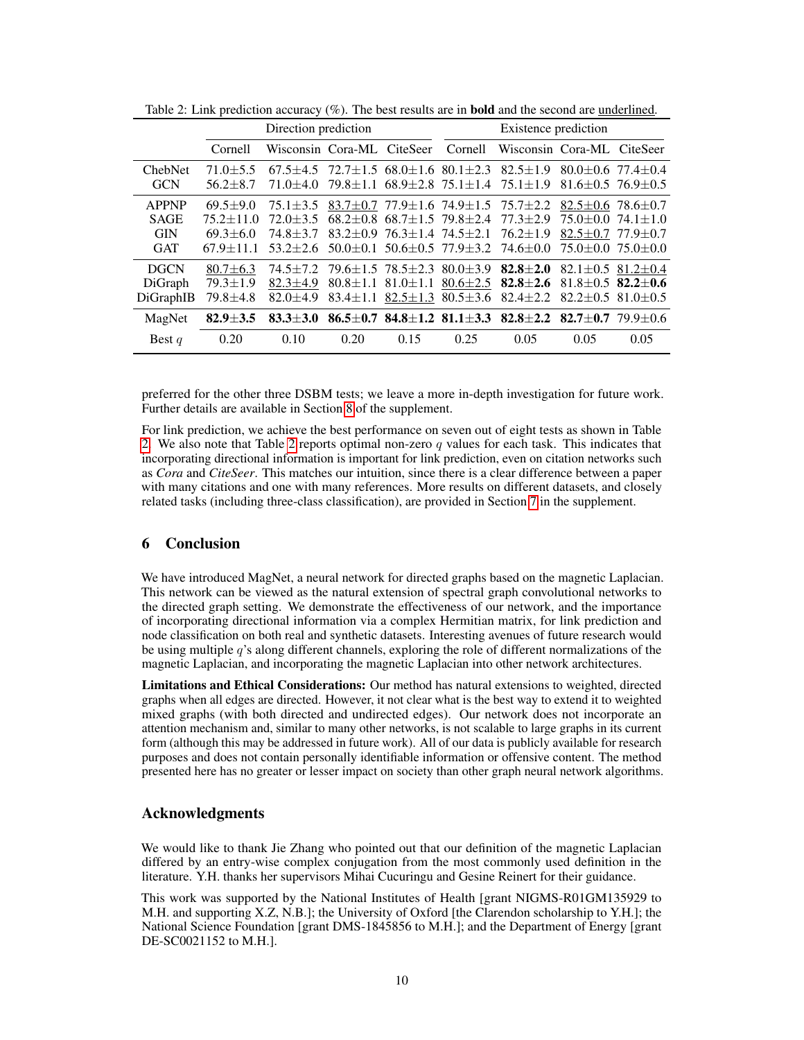Table 2: Link prediction accuracy (%). The best results are in **bold** and the second are underlined.

| | Direction prediction | | | | Existence prediction | | | |
|---|---|---|---|---|---|---|---|---|
| | Cornell | Wisconsin | Cora-ML | CiteSeer | Cornell | Wisconsin | Cora-ML | CiteSeer |
| ChebNet | 71.0±5.5 | 67.5±4.5 | 72.7±1.5 | 68.0±1.6 | 80.1±2.3 | 82.5±1.9 | 80.0±0.6 | 77.4±0.4 |
| GCN | 56.2±8.7 | 71.0±4.0 | 79.8±1.1 | 68.9±2.8 | 75.1±1.4 | 75.1±1.9 | 81.6±0.5 | 76.9±0.5 |
| APPNP | 69.5±9.0 | 75.1±3.5 | <u>83.7±0.7</u> | 77.9±1.6 | 74.9±1.5 | 75.7±2.2 | <u>82.5±0.6</u> | 78.6±0.7 |
| SAGE | 75.2±11.0 | 72.0±3.5 | 68.2±0.8 | 68.7±1.5 | 79.8±2.4 | 77.3±2.9 | 75.0±0.0 | 74.1±1.0 |
| GIN | 69.3±6.0 | 74.8±3.7 | 83.2±0.9 | 76.3±1.4 | 74.5±2.1 | 76.2±1.9 | <u>82.5±0.7</u> | 77.9±0.7 |
| GAT | 67.9±11.1 | 53.2±2.6 | 50.0±0.1 | 50.6±0.5 | 77.9±3.2 | 74.6±0.0 | 75.0±0.0 | 75.0±0.0 |
| DGCN | <u>80.7±6.3</u> | 74.5±7.2 | 79.6±1.5 | 78.5±2.3 | 80.0±3.9 | **82.8±2.0** | 82.1±0.5 | <u>81.2±0.4</u> |
| DiGraph | 79.3±1.9 | <u>82.3±4.9</u> | 80.8±1.1 | 81.0±1.1 | <u>80.6±2.5</u> | **82.8±2.6** | 81.8±0.5 | **82.2±0.6** |
| DiGraphIB | 79.8±4.8 | 82.0±4.9 | 83.4±1.1 | <u>82.5±1.3</u> | 80.5±3.6 | 82.4±2.2 | 82.2±0.5 | 81.0±0.5 |
| MagNet | **82.9±3.5** | **83.3±3.0** | **86.5±0.7** | **84.8±1.2** | **81.1±3.3** | **82.8±2.2** | **82.7±0.7** | 79.9±0.6 |
| Best $q$ | 0.20 | 0.10 | 0.20 | 0.15 | 0.25 | 0.05 | 0.05 | 0.05 |

preferred for the other three DSBM tests; we leave a more in-depth investigation for future work. Further details are available in Section 8 of the supplement.

For link prediction, we achieve the best performance on seven out of eight tests as shown in Table 2. We also note that Table 2 reports optimal non-zero $q$ values for each task. This indicates that incorporating directional information is important for link prediction, even on citation networks such as *Cora* and *CiteSeer*. This matches our intuition, since there is a clear difference between a paper with many citations and one with many references. More results on different datasets, and closely related tasks (including three-class classification), are provided in Section 7 in the supplement.

## 6 Conclusion

We have introduced MagNet, a neural network for directed graphs based on the magnetic Laplacian. This network can be viewed as the natural extension of spectral graph convolutional networks to the directed graph setting. We demonstrate the effectiveness of our network, and the importance of incorporating directional information via a complex Hermitian matrix, for link prediction and node classification on both real and synthetic datasets. Interesting avenues of future research would be using multiple $q$'s along different channels, exploring the role of different normalizations of the magnetic Laplacian, and incorporating the magnetic Laplacian into other network architectures.

**Limitations and Ethical Considerations:** Our method has natural extensions to weighted, directed graphs when all edges are directed. However, it not clear what is the best way to extend it to weighted mixed graphs (with both directed and undirected edges). Our network does not incorporate an attention mechanism and, similar to many other networks, is not scalable to large graphs in its current form (although this may be addressed in future work). All of our data is publicly available for research purposes and does not contain personally identifiable information or offensive content. The method presented here has no greater or lesser impact on society than other graph neural network algorithms.

## Acknowledgments

We would like to thank Jie Zhang who pointed out that our definition of the magnetic Laplacian differed by an entry-wise complex conjugation from the most commonly used definition in the literature. Y.H. thanks her supervisors Mihai Cucuringu and Gesine Reinert for their guidance.

This work was supported by the National Institutes of Health [grant NIGMS-R01GM135929 to M.H. and supporting X.Z, N.B.]; the University of Oxford [the Clarendon scholarship to Y.H.]; the National Science Foundation [grant DMS-1845856 to M.H.]; and the Department of Energy [grant DE-SC0021152 to M.H.].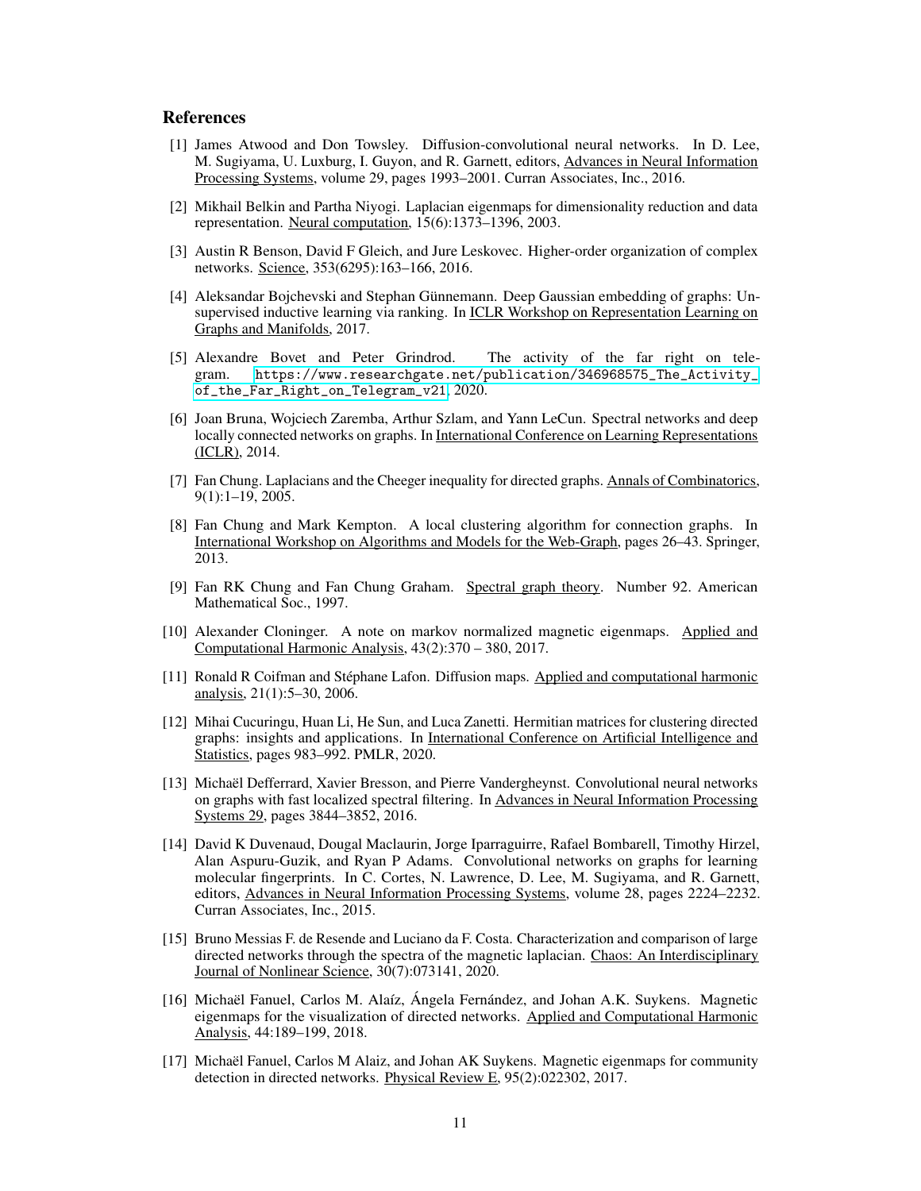## References

[1] James Atwood and Don Towsley. Diffusion-convolutional neural networks. In D. Lee, M. Sugiyama, U. Luxburg, I. Guyon, and R. Garnett, editors, Advances in Neural Information Processing Systems, volume 29, pages 1993–2001. Curran Associates, Inc., 2016.

[2] Mikhail Belkin and Partha Niyogi. Laplacian eigenmaps for dimensionality reduction and data representation. Neural computation, 15(6):1373–1396, 2003.

[3] Austin R Benson, David F Gleich, and Jure Leskovec. Higher-order organization of complex networks. Science, 353(6295):163–166, 2016.

[4] Aleksandar Bojchevski and Stephan Günnemann. Deep Gaussian embedding of graphs: Unsupervised inductive learning via ranking. In ICLR Workshop on Representation Learning on Graphs and Manifolds, 2017.

[5] Alexandre Bovet and Peter Grindrod. The activity of the far right on telegram. https://www.researchgate.net/publication/346968575_The_Activity_of_the_Far_Right_on_Telegram_v21, 2020.

[6] Joan Bruna, Wojciech Zaremba, Arthur Szlam, and Yann LeCun. Spectral networks and deep locally connected networks on graphs. In International Conference on Learning Representations (ICLR), 2014.

[7] Fan Chung. Laplacians and the Cheeger inequality for directed graphs. Annals of Combinatorics, 9(1):1–19, 2005.

[8] Fan Chung and Mark Kempton. A local clustering algorithm for connection graphs. In International Workshop on Algorithms and Models for the Web-Graph, pages 26–43. Springer, 2013.

[9] Fan RK Chung and Fan Chung Graham. Spectral graph theory. Number 92. American Mathematical Soc., 1997.

[10] Alexander Cloninger. A note on markov normalized magnetic eigenmaps. Applied and Computational Harmonic Analysis, 43(2):370 – 380, 2017.

[11] Ronald R Coifman and Stéphane Lafon. Diffusion maps. Applied and computational harmonic analysis, 21(1):5–30, 2006.

[12] Mihai Cucuringu, Huan Li, He Sun, and Luca Zanetti. Hermitian matrices for clustering directed graphs: insights and applications. In International Conference on Artificial Intelligence and Statistics, pages 983–992. PMLR, 2020.

[13] Michaël Defferrard, Xavier Bresson, and Pierre Vandergheynst. Convolutional neural networks on graphs with fast localized spectral filtering. In Advances in Neural Information Processing Systems 29, pages 3844–3852, 2016.

[14] David K Duvenaud, Dougal Maclaurin, Jorge Iparraguirre, Rafael Bombarell, Timothy Hirzel, Alan Aspuru-Guzik, and Ryan P Adams. Convolutional networks on graphs for learning molecular fingerprints. In C. Cortes, N. Lawrence, D. Lee, M. Sugiyama, and R. Garnett, editors, Advances in Neural Information Processing Systems, volume 28, pages 2224–2232. Curran Associates, Inc., 2015.

[15] Bruno Messias F. de Resende and Luciano da F. Costa. Characterization and comparison of large directed networks through the spectra of the magnetic laplacian. Chaos: An Interdisciplinary Journal of Nonlinear Science, 30(7):073141, 2020.

[16] Michaël Fanuel, Carlos M. Alaíz, Ángela Fernández, and Johan A.K. Suykens. Magnetic eigenmaps for the visualization of directed networks. Applied and Computational Harmonic Analysis, 44:189–199, 2018.

[17] Michaël Fanuel, Carlos M Alaiz, and Johan AK Suykens. Magnetic eigenmaps for community detection in directed networks. Physical Review E, 95(2):022302, 2017.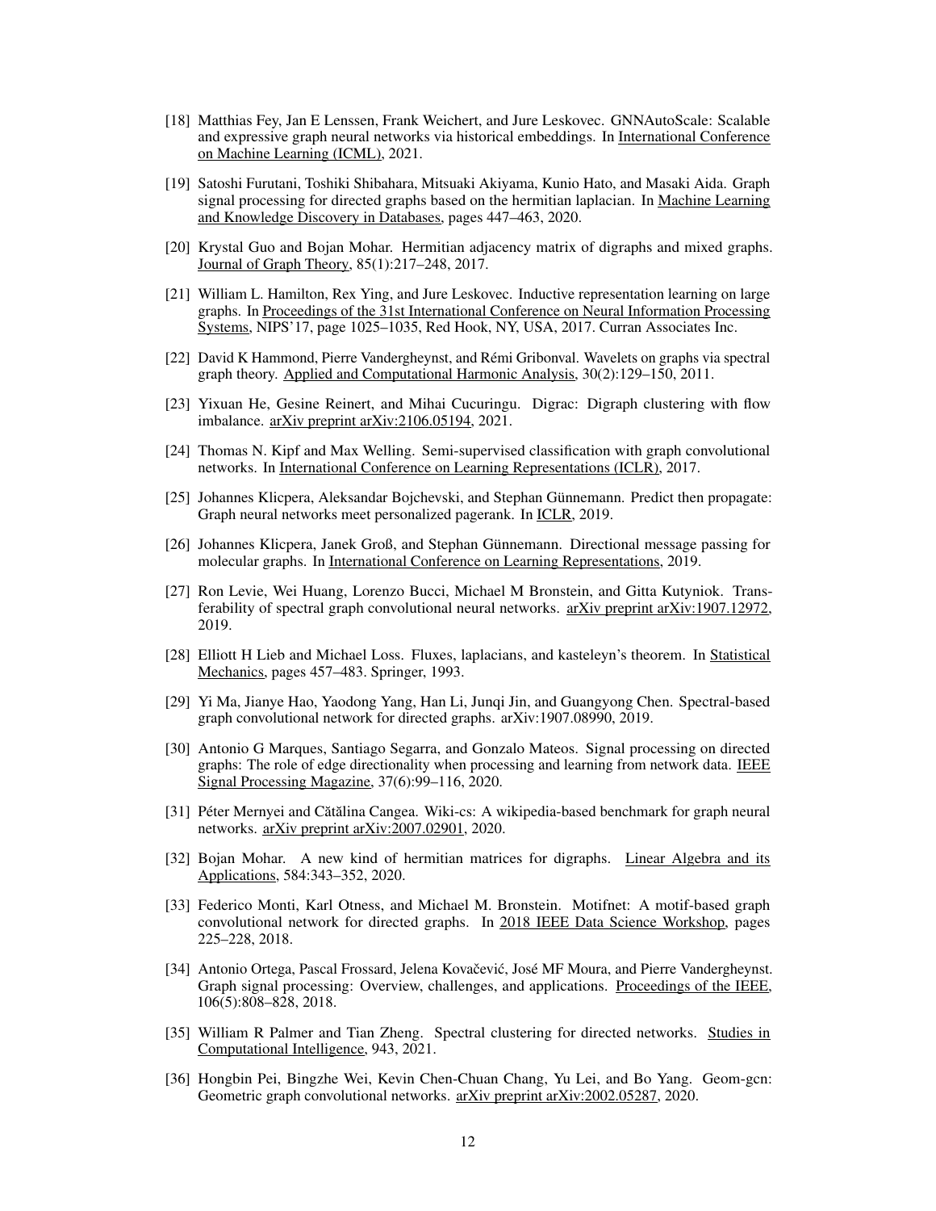[18] Matthias Fey, Jan E Lenssen, Frank Weichert, and Jure Leskovec. GNNAutoScale: Scalable and expressive graph neural networks via historical embeddings. In International Conference on Machine Learning (ICML), 2021.

[19] Satoshi Furutani, Toshiki Shibahara, Mitsuaki Akiyama, Kunio Hato, and Masaki Aida. Graph signal processing for directed graphs based on the hermitian laplacian. In Machine Learning and Knowledge Discovery in Databases, pages 447–463, 2020.

[20] Krystal Guo and Bojan Mohar. Hermitian adjacency matrix of digraphs and mixed graphs. Journal of Graph Theory, 85(1):217–248, 2017.

[21] William L. Hamilton, Rex Ying, and Jure Leskovec. Inductive representation learning on large graphs. In Proceedings of the 31st International Conference on Neural Information Processing Systems, NIPS'17, page 1025–1035, Red Hook, NY, USA, 2017. Curran Associates Inc.

[22] David K Hammond, Pierre Vandergheynst, and Rémi Gribonval. Wavelets on graphs via spectral graph theory. Applied and Computational Harmonic Analysis, 30(2):129–150, 2011.

[23] Yixuan He, Gesine Reinert, and Mihai Cucuringu. Digrac: Digraph clustering with flow imbalance. arXiv preprint arXiv:2106.05194, 2021.

[24] Thomas N. Kipf and Max Welling. Semi-supervised classification with graph convolutional networks. In International Conference on Learning Representations (ICLR), 2017.

[25] Johannes Klicpera, Aleksandar Bojchevski, and Stephan Günnemann. Predict then propagate: Graph neural networks meet personalized pagerank. In ICLR, 2019.

[26] Johannes Klicpera, Janek Groß, and Stephan Günnemann. Directional message passing for molecular graphs. In International Conference on Learning Representations, 2019.

[27] Ron Levie, Wei Huang, Lorenzo Bucci, Michael M Bronstein, and Gitta Kutyniok. Transferability of spectral graph convolutional neural networks. arXiv preprint arXiv:1907.12972, 2019.

[28] Elliott H Lieb and Michael Loss. Fluxes, laplacians, and kasteleyn's theorem. In Statistical Mechanics, pages 457–483. Springer, 1993.

[29] Yi Ma, Jianye Hao, Yaodong Yang, Han Li, Junqi Jin, and Guangyong Chen. Spectral-based graph convolutional network for directed graphs. arXiv:1907.08990, 2019.

[30] Antonio G Marques, Santiago Segarra, and Gonzalo Mateos. Signal processing on directed graphs: The role of edge directionality when processing and learning from network data. IEEE Signal Processing Magazine, 37(6):99–116, 2020.

[31] Péter Mernyei and Cătălina Cangea. Wiki-cs: A wikipedia-based benchmark for graph neural networks. arXiv preprint arXiv:2007.02901, 2020.

[32] Bojan Mohar. A new kind of hermitian matrices for digraphs. Linear Algebra and its Applications, 584:343–352, 2020.

[33] Federico Monti, Karl Otness, and Michael M. Bronstein. Motifnet: A motif-based graph convolutional network for directed graphs. In 2018 IEEE Data Science Workshop, pages 225–228, 2018.

[34] Antonio Ortega, Pascal Frossard, Jelena Kovačević, José MF Moura, and Pierre Vandergheynst. Graph signal processing: Overview, challenges, and applications. Proceedings of the IEEE, 106(5):808–828, 2018.

[35] William R Palmer and Tian Zheng. Spectral clustering for directed networks. Studies in Computational Intelligence, 943, 2021.

[36] Hongbin Pei, Bingzhe Wei, Kevin Chen-Chuan Chang, Yu Lei, and Bo Yang. Geom-gcn: Geometric graph convolutional networks. arXiv preprint arXiv:2002.05287, 2020.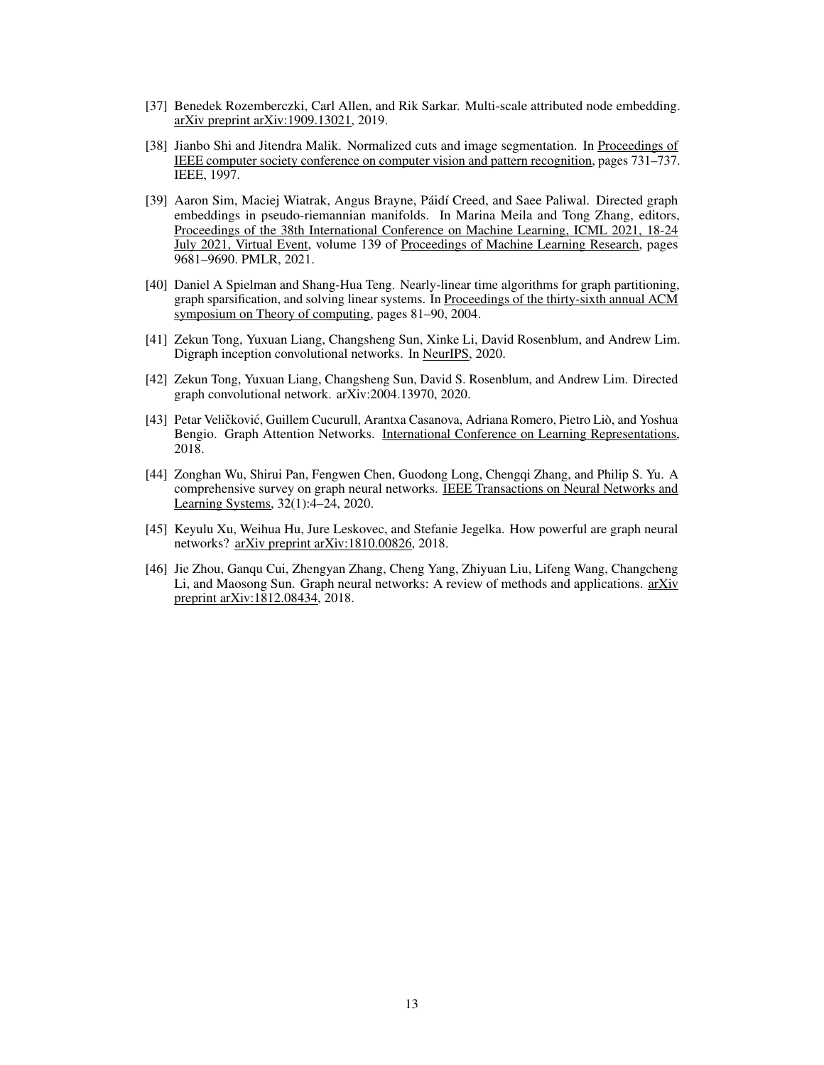[37] Benedek Rozemberczki, Carl Allen, and Rik Sarkar. Multi-scale attributed node embedding. arXiv preprint arXiv:1909.13021, 2019.

[38] Jianbo Shi and Jitendra Malik. Normalized cuts and image segmentation. In Proceedings of IEEE computer society conference on computer vision and pattern recognition, pages 731–737. IEEE, 1997.

[39] Aaron Sim, Maciej Wiatrak, Angus Brayne, Páidí Creed, and Saee Paliwal. Directed graph embeddings in pseudo-riemannian manifolds. In Marina Meila and Tong Zhang, editors, Proceedings of the 38th International Conference on Machine Learning, ICML 2021, 18-24 July 2021, Virtual Event, volume 139 of Proceedings of Machine Learning Research, pages 9681–9690. PMLR, 2021.

[40] Daniel A Spielman and Shang-Hua Teng. Nearly-linear time algorithms for graph partitioning, graph sparsification, and solving linear systems. In Proceedings of the thirty-sixth annual ACM symposium on Theory of computing, pages 81–90, 2004.

[41] Zekun Tong, Yuxuan Liang, Changsheng Sun, Xinke Li, David Rosenblum, and Andrew Lim. Digraph inception convolutional networks. In NeurIPS, 2020.

[42] Zekun Tong, Yuxuan Liang, Changsheng Sun, David S. Rosenblum, and Andrew Lim. Directed graph convolutional network. arXiv:2004.13970, 2020.

[43] Petar Veličković, Guillem Cucurull, Arantxa Casanova, Adriana Romero, Pietro Liò, and Yoshua Bengio. Graph Attention Networks. International Conference on Learning Representations, 2018.

[44] Zonghan Wu, Shirui Pan, Fengwen Chen, Guodong Long, Chengqi Zhang, and Philip S. Yu. A comprehensive survey on graph neural networks. IEEE Transactions on Neural Networks and Learning Systems, 32(1):4–24, 2020.

[45] Keyulu Xu, Weihua Hu, Jure Leskovec, and Stefanie Jegelka. How powerful are graph neural networks? arXiv preprint arXiv:1810.00826, 2018.

[46] Jie Zhou, Ganqu Cui, Zhengyan Zhang, Cheng Yang, Zhiyuan Liu, Lifeng Wang, Changcheng Li, and Maosong Sun. Graph neural networks: A review of methods and applications. arXiv preprint arXiv:1812.08434, 2018.